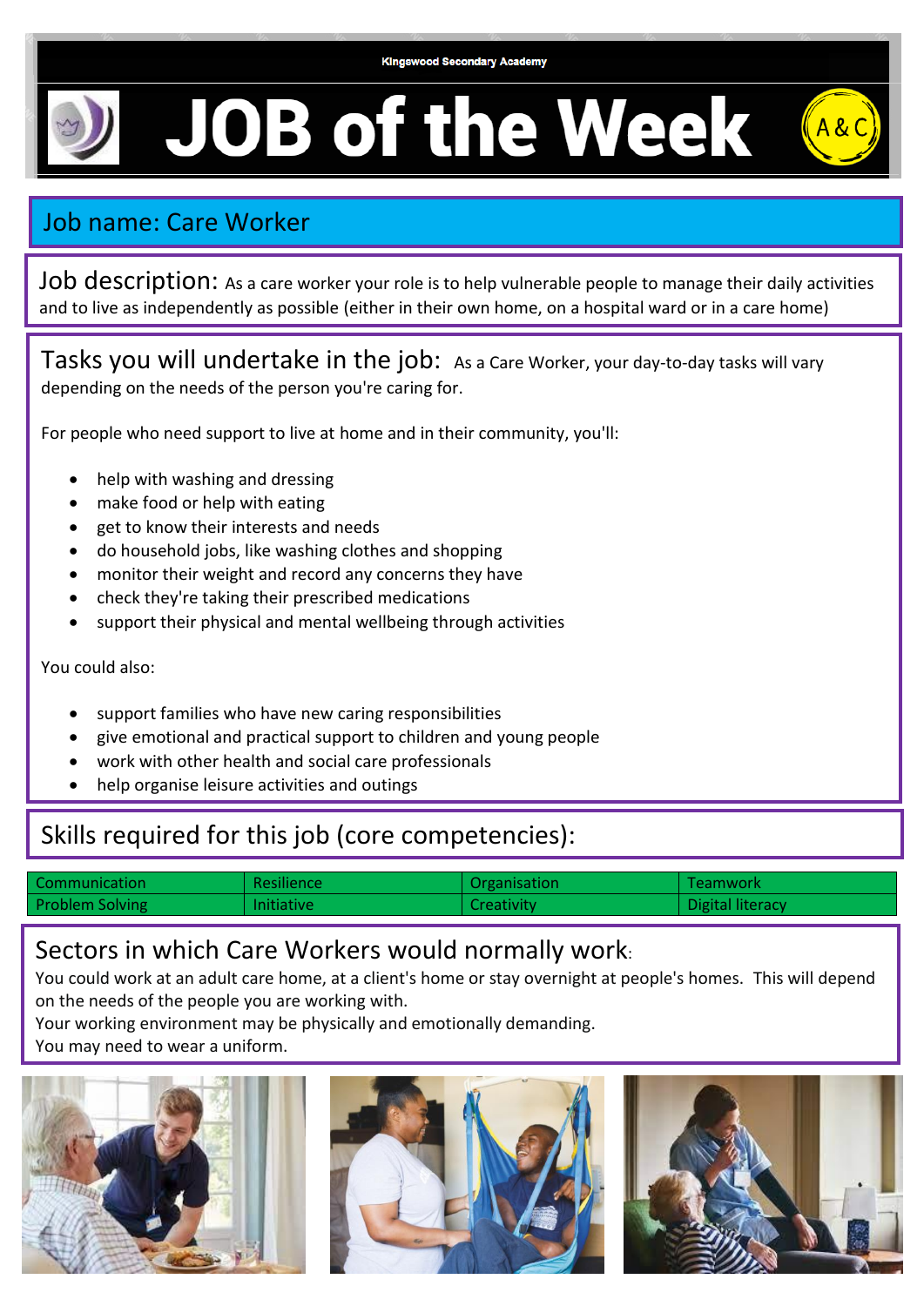Kingswood Secondary Academy

# JOB of the Week

## Job name: Care Worker

**Job description:** As a care worker your role is to help vulnerable people to manage their daily activities and to live as independently as possible (either in their own home, on a hospital ward or in a care home)

**Tasks you will undertake in the job:** As a Care Worker, your day-to-day tasks will vary depending on the needs of the person you're caring for.

For people who need support to live at home and in their community, you'll:

- help with washing and dressing
- make food or help with eating
- get to know their interests and needs
- do household jobs, like washing clothes and shopping
- monitor their weight and record any concerns they have
- check they're taking their prescribed medications
- support their physical and mental wellbeing through activities

You could also:

- support families who have new caring responsibilities
- give emotional and practical support to children and young people
- work with other health and social care professionals
- help organise leisure activities and outings

## Skills required for this job (core competencies):

| | | | |
|---|---|---|---|
| Communication | Resilience | Organisation | Teamwork |
| Problem Solving | Initiative | Creativity | Digital literacy |

## Sectors in which Care Workers would normally work:

You could work at an adult care home, at a client's home or stay overnight at people's homes. This will depend on the needs of the people you are working with.
Your working environment may be physically and emotionally demanding.
You may need to wear a uniform.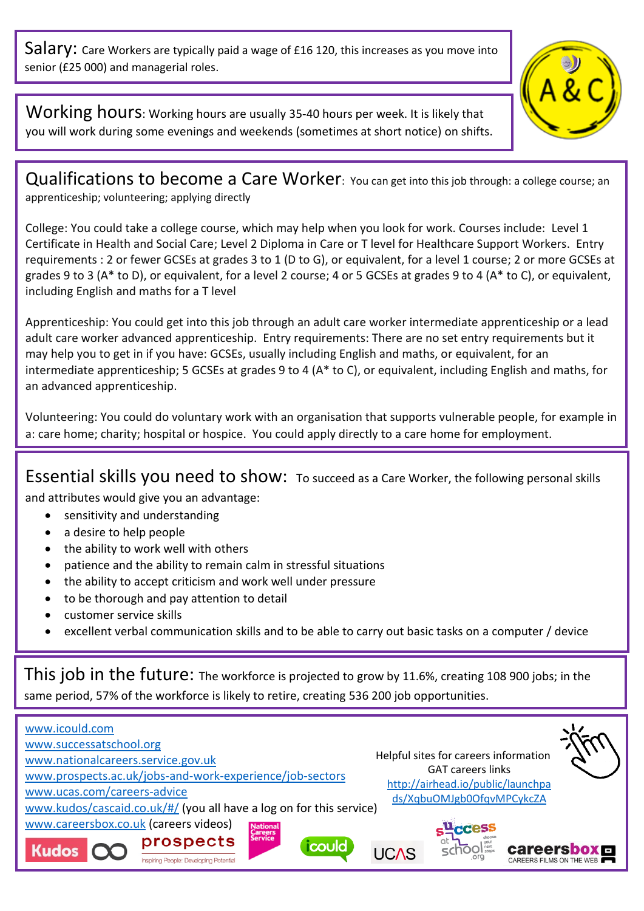**Salary:** Care Workers are typically paid a wage of £16 120, this increases as you move into senior (£25 000) and managerial roles.

**Working hours:** Working hours are usually 35-40 hours per week. It is likely that you will work during some evenings and weekends (sometimes at short notice) on shifts.

A&C

## Qualifications to become a Care Worker

You can get into this job through: a college course; an apprenticeship; volunteering; applying directly

College: You could take a college course, which may help when you look for work. Courses include: Level 1 Certificate in Health and Social Care; Level 2 Diploma in Care or T level for Healthcare Support Workers. Entry requirements : 2 or fewer GCSEs at grades 3 to 1 (D to G), or equivalent, for a level 1 course; 2 or more GCSEs at grades 9 to 3 (A* to D), or equivalent, for a level 2 course; 4 or 5 GCSEs at grades 9 to 4 (A* to C), or equivalent, including English and maths for a T level

Apprenticeship: You could get into this job through an adult care worker intermediate apprenticeship or a lead adult care worker advanced apprenticeship. Entry requirements: There are no set entry requirements but it may help you to get in if you have: GCSEs, usually including English and maths, or equivalent, for an intermediate apprenticeship; 5 GCSEs at grades 9 to 4 (A* to C), or equivalent, including English and maths, for an advanced apprenticeship.

Volunteering: You could do voluntary work with an organisation that supports vulnerable people, for example in a: care home; charity; hospital or hospice. You could apply directly to a care home for employment.

## Essential skills you need to show

To succeed as a Care Worker, the following personal skills and attributes would give you an advantage:

- sensitivity and understanding
- a desire to help people
- the ability to work well with others
- patience and the ability to remain calm in stressful situations
- the ability to accept criticism and work well under pressure
- to be thorough and pay attention to detail
- customer service skills
- excellent verbal communication skills and to be able to carry out basic tasks on a computer / device

## This job in the future

The workforce is projected to grow by 11.6%, creating 108 900 jobs; in the same period, 57% of the workforce is likely to retire, creating 536 200 job opportunities.

www.icould.com
www.successatschool.org
www.nationalcareers.service.gov.uk
www.prospects.ac.uk/jobs-and-work-experience/job-sectors
www.ucas.com/careers-advice
www.kudos/cascaid.co.uk/#/ (you all have a log on for this service)
www.careersbox.co.uk (careers videos)

Helpful sites for careers information
GAT careers links
http://airhead.io/public/launchpads/XqbuOMJgb0OfqvMPCykcZA

Kudos | prospects (Inspiring People: Developing Potential) | National Careers Service | icould | UCAS | success at school .org | careersbox (CAREERS FILMS ON THE WEB)